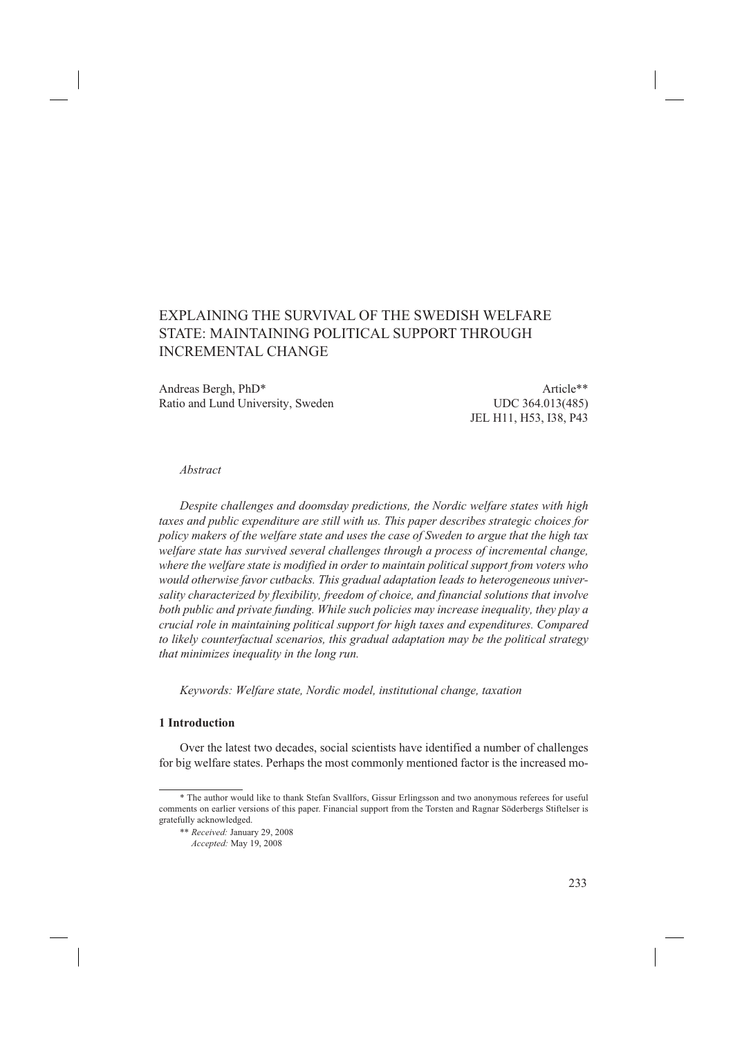# EXPLAINING THE SURVIVAL OF THE SWEDISH WELFARE STATE: MAINTAINING POLITICAL SUPPORT THROUGH INCREMENTAL CHANGE

Andreas Bergh, PhD*
Ratio and Lund University, Sweden

Article**
UDC 364.013(485)
JEL H11, H53, I38, P43

*Abstract*

*Despite challenges and doomsday predictions, the Nordic welfare states with high taxes and public expenditure are still with us. This paper describes strategic choices for policy makers of the welfare state and uses the case of Sweden to argue that the high tax welfare state has survived several challenges through a process of incremental change, where the welfare state is modified in order to maintain political support from voters who would otherwise favor cutbacks. This gradual adaptation leads to heterogeneous universality characterized by flexibility, freedom of choice, and financial solutions that involve both public and private funding. While such policies may increase inequality, they play a crucial role in maintaining political support for high taxes and expenditures. Compared to likely counterfactual scenarios, this gradual adaptation may be the political strategy that minimizes inequality in the long run.*

*Keywords: Welfare state, Nordic model, institutional change, taxation*

## 1 Introduction

Over the latest two decades, social scientists have identified a number of challenges for big welfare states. Perhaps the most commonly mentioned factor is the increased mo-

---

\* The author would like to thank Stefan Svallfors, Gissur Erlingsson and two anonymous referees for useful comments on earlier versions of this paper. Financial support from the Torsten and Ragnar Söderbergs Stiftelser is gratefully acknowledged.

\*\* *Received:* January 29, 2008
*Accepted:* May 19, 2008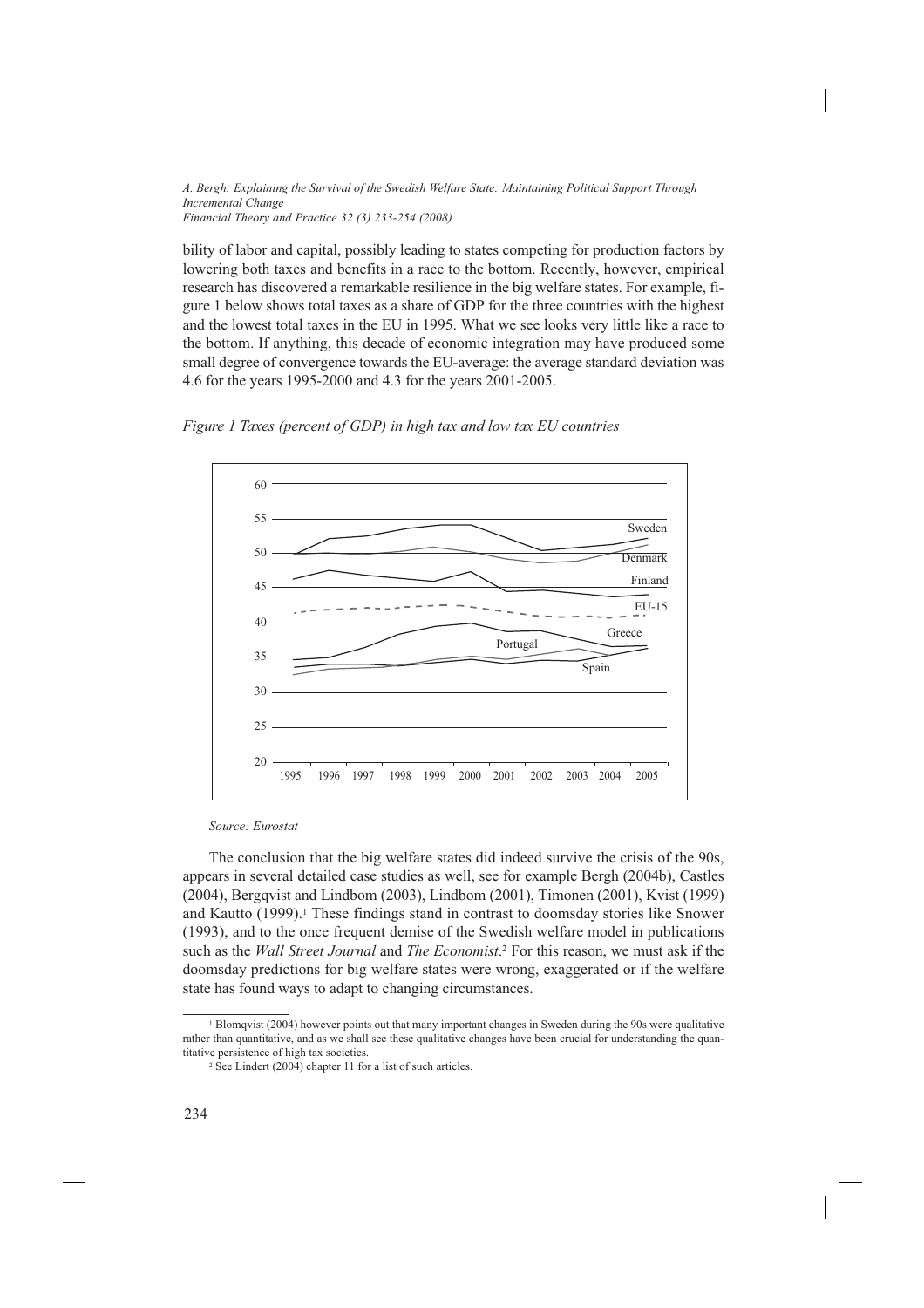bility of labor and capital, possibly leading to states competing for production factors by lowering both taxes and benefits in a race to the bottom. Recently, however, empirical research has discovered a remarkable resilience in the big welfare states. For example, figure 1 below shows total taxes as a share of GDP for the three countries with the highest and the lowest total taxes in the EU in 1995. What we see looks very little like a race to the bottom. If anything, this decade of economic integration may have produced some small degree of convergence towards the EU-average: the average standard deviation was 4.6 for the years 1995-2000 and 4.3 for the years 2001-2005.

*Figure 1 Taxes (percent of GDP) in high tax and low tax EU countries*

*Source: Eurostat*

The conclusion that the big welfare states did indeed survive the crisis of the 90s, appears in several detailed case studies as well, see for example Bergh (2004b), Castles (2004), Bergqvist and Lindbom (2003), Lindbom (2001), Timonen (2001), Kvist (1999) and Kautto (1999).[1] These findings stand in contrast to doomsday stories like Snower (1993), and to the once frequent demise of the Swedish welfare model in publications such as the *Wall Street Journal* and *The Economist*.[2] For this reason, we must ask if the doomsday predictions for big welfare states were wrong, exaggerated or if the welfare state has found ways to adapt to changing circumstances.

[1] Blomqvist (2004) however points out that many important changes in Sweden during the 90s were qualitative rather than quantitative, and as we shall see these qualitative changes have been crucial for understanding the quantitative persistence of high tax societies.

[2] See Lindert (2004) chapter 11 for a list of such articles.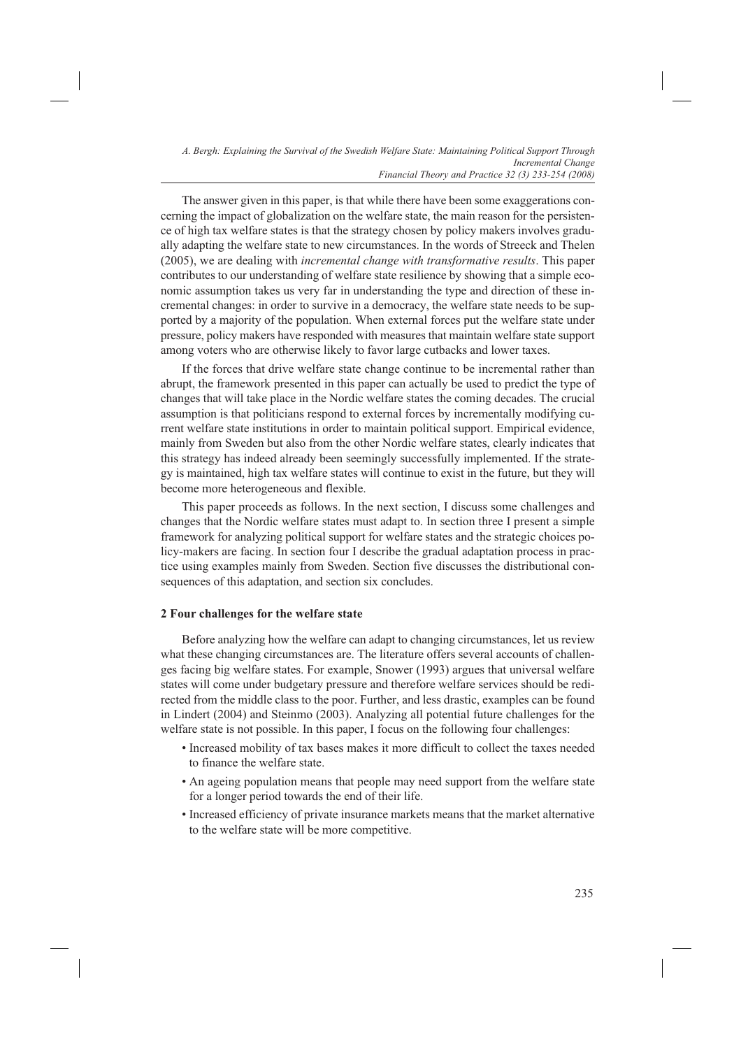The answer given in this paper, is that while there have been some exaggerations concerning the impact of globalization on the welfare state, the main reason for the persistence of high tax welfare states is that the strategy chosen by policy makers involves gradually adapting the welfare state to new circumstances. In the words of Streeck and Thelen (2005), we are dealing with *incremental change with transformative results*. This paper contributes to our understanding of welfare state resilience by showing that a simple economic assumption takes us very far in understanding the type and direction of these incremental changes: in order to survive in a democracy, the welfare state needs to be supported by a majority of the population. When external forces put the welfare state under pressure, policy makers have responded with measures that maintain welfare state support among voters who are otherwise likely to favor large cutbacks and lower taxes.

If the forces that drive welfare state change continue to be incremental rather than abrupt, the framework presented in this paper can actually be used to predict the type of changes that will take place in the Nordic welfare states the coming decades. The crucial assumption is that politicians respond to external forces by incrementally modifying current welfare state institutions in order to maintain political support. Empirical evidence, mainly from Sweden but also from the other Nordic welfare states, clearly indicates that this strategy has indeed already been seemingly successfully implemented. If the strategy is maintained, high tax welfare states will continue to exist in the future, but they will become more heterogeneous and flexible.

This paper proceeds as follows. In the next section, I discuss some challenges and changes that the Nordic welfare states must adapt to. In section three I present a simple framework for analyzing political support for welfare states and the strategic choices policy-makers are facing. In section four I describe the gradual adaptation process in practice using examples mainly from Sweden. Section five discusses the distributional consequences of this adaptation, and section six concludes.

## 2 Four challenges for the welfare state

Before analyzing how the welfare can adapt to changing circumstances, let us review what these changing circumstances are. The literature offers several accounts of challenges facing big welfare states. For example, Snower (1993) argues that universal welfare states will come under budgetary pressure and therefore welfare services should be redirected from the middle class to the poor. Further, and less drastic, examples can be found in Lindert (2004) and Steinmo (2003). Analyzing all potential future challenges for the welfare state is not possible. In this paper, I focus on the following four challenges:

- Increased mobility of tax bases makes it more difficult to collect the taxes needed to finance the welfare state.
- An ageing population means that people may need support from the welfare state for a longer period towards the end of their life.
- Increased efficiency of private insurance markets means that the market alternative to the welfare state will be more competitive.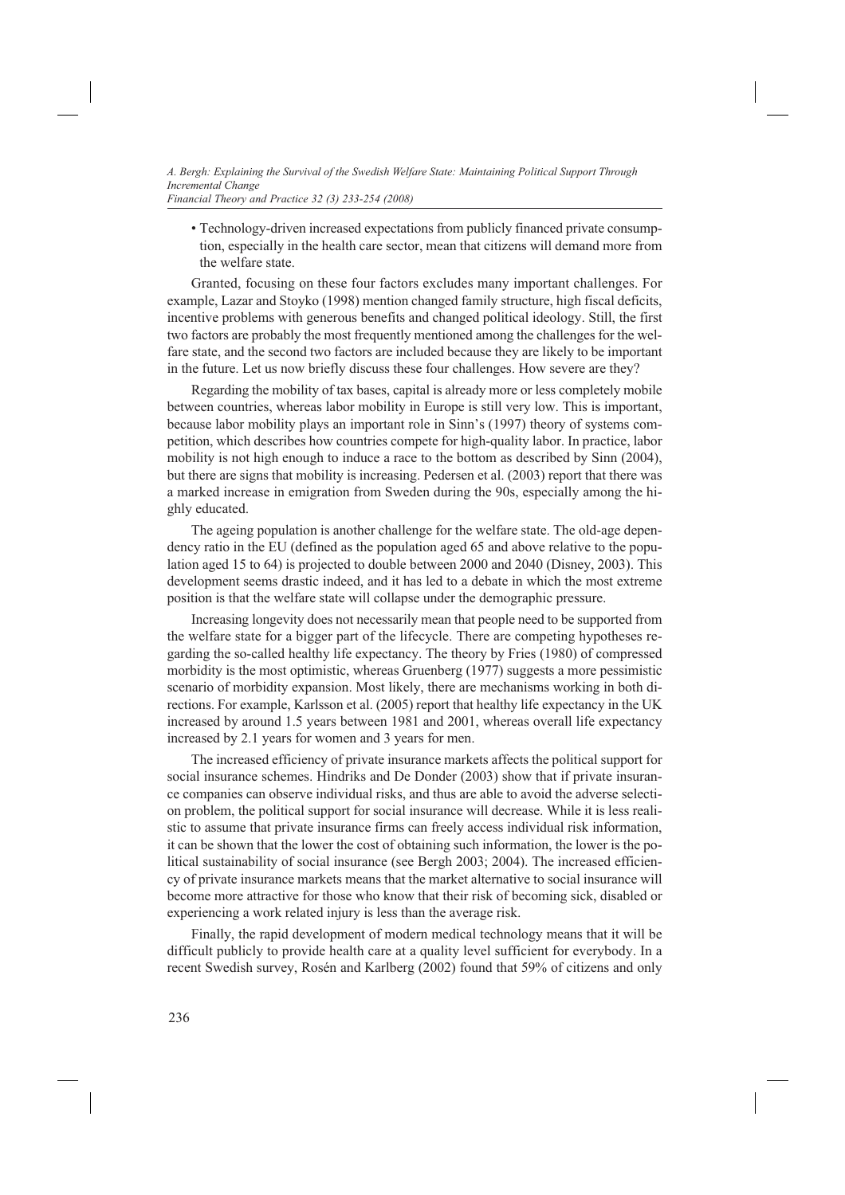- Technology-driven increased expectations from publicly financed private consumption, especially in the health care sector, mean that citizens will demand more from the welfare state.

Granted, focusing on these four factors excludes many important challenges. For example, Lazar and Stoyko (1998) mention changed family structure, high fiscal deficits, incentive problems with generous benefits and changed political ideology. Still, the first two factors are probably the most frequently mentioned among the challenges for the welfare state, and the second two factors are included because they are likely to be important in the future. Let us now briefly discuss these four challenges. How severe are they?

Regarding the mobility of tax bases, capital is already more or less completely mobile between countries, whereas labor mobility in Europe is still very low. This is important, because labor mobility plays an important role in Sinn's (1997) theory of systems competition, which describes how countries compete for high-quality labor. In practice, labor mobility is not high enough to induce a race to the bottom as described by Sinn (2004), but there are signs that mobility is increasing. Pedersen et al. (2003) report that there was a marked increase in emigration from Sweden during the 90s, especially among the highly educated.

The ageing population is another challenge for the welfare state. The old-age dependency ratio in the EU (defined as the population aged 65 and above relative to the population aged 15 to 64) is projected to double between 2000 and 2040 (Disney, 2003). This development seems drastic indeed, and it has led to a debate in which the most extreme position is that the welfare state will collapse under the demographic pressure.

Increasing longevity does not necessarily mean that people need to be supported from the welfare state for a bigger part of the lifecycle. There are competing hypotheses regarding the so-called healthy life expectancy. The theory by Fries (1980) of compressed morbidity is the most optimistic, whereas Gruenberg (1977) suggests a more pessimistic scenario of morbidity expansion. Most likely, there are mechanisms working in both directions. For example, Karlsson et al. (2005) report that healthy life expectancy in the UK increased by around 1.5 years between 1981 and 2001, whereas overall life expectancy increased by 2.1 years for women and 3 years for men.

The increased efficiency of private insurance markets affects the political support for social insurance schemes. Hindriks and De Donder (2003) show that if private insurance companies can observe individual risks, and thus are able to avoid the adverse selection problem, the political support for social insurance will decrease. While it is less realistic to assume that private insurance firms can freely access individual risk information, it can be shown that the lower the cost of obtaining such information, the lower is the political sustainability of social insurance (see Bergh 2003; 2004). The increased efficiency of private insurance markets means that the market alternative to social insurance will become more attractive for those who know that their risk of becoming sick, disabled or experiencing a work related injury is less than the average risk.

Finally, the rapid development of modern medical technology means that it will be difficult publicly to provide health care at a quality level sufficient for everybody. In a recent Swedish survey, Rosén and Karlberg (2002) found that 59% of citizens and only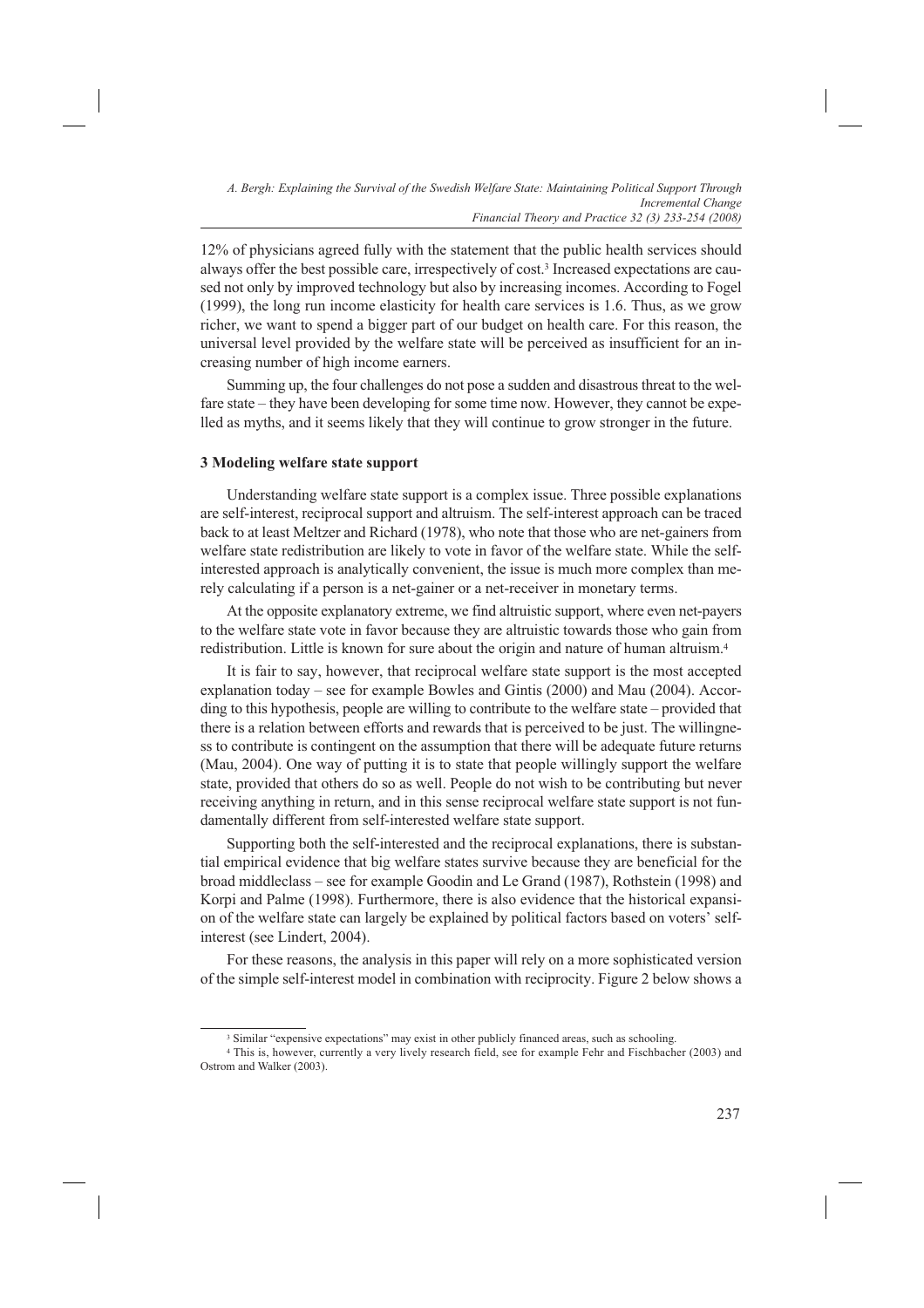12% of physicians agreed fully with the statement that the public health services should always offer the best possible care, irrespectively of cost.[3] Increased expectations are caused not only by improved technology but also by increasing incomes. According to Fogel (1999), the long run income elasticity for health care services is 1.6. Thus, as we grow richer, we want to spend a bigger part of our budget on health care. For this reason, the universal level provided by the welfare state will be perceived as insufficient for an increasing number of high income earners.

Summing up, the four challenges do not pose a sudden and disastrous threat to the welfare state – they have been developing for some time now. However, they cannot be expelled as myths, and it seems likely that they will continue to grow stronger in the future.

### 3 Modeling welfare state support

Understanding welfare state support is a complex issue. Three possible explanations are self-interest, reciprocal support and altruism. The self-interest approach can be traced back to at least Meltzer and Richard (1978), who note that those who are net-gainers from welfare state redistribution are likely to vote in favor of the welfare state. While the self-interested approach is analytically convenient, the issue is much more complex than merely calculating if a person is a net-gainer or a net-receiver in monetary terms.

At the opposite explanatory extreme, we find altruistic support, where even net-payers to the welfare state vote in favor because they are altruistic towards those who gain from redistribution. Little is known for sure about the origin and nature of human altruism.[4]

It is fair to say, however, that reciprocal welfare state support is the most accepted explanation today – see for example Bowles and Gintis (2000) and Mau (2004). According to this hypothesis, people are willing to contribute to the welfare state – provided that there is a relation between efforts and rewards that is perceived to be just. The willingness to contribute is contingent on the assumption that there will be adequate future returns (Mau, 2004). One way of putting it is to state that people willingly support the welfare state, provided that others do so as well. People do not wish to be contributing but never receiving anything in return, and in this sense reciprocal welfare state support is not fundamentally different from self-interested welfare state support.

Supporting both the self-interested and the reciprocal explanations, there is substantial empirical evidence that big welfare states survive because they are beneficial for the broad middleclass – see for example Goodin and Le Grand (1987), Rothstein (1998) and Korpi and Palme (1998). Furthermore, there is also evidence that the historical expansion of the welfare state can largely be explained by political factors based on voters' self-interest (see Lindert, 2004).

For these reasons, the analysis in this paper will rely on a more sophisticated version of the simple self-interest model in combination with reciprocity. Figure 2 below shows a

---

[3] Similar "expensive expectations" may exist in other publicly financed areas, such as schooling.

[4] This is, however, currently a very lively research field, see for example Fehr and Fischbacher (2003) and Ostrom and Walker (2003).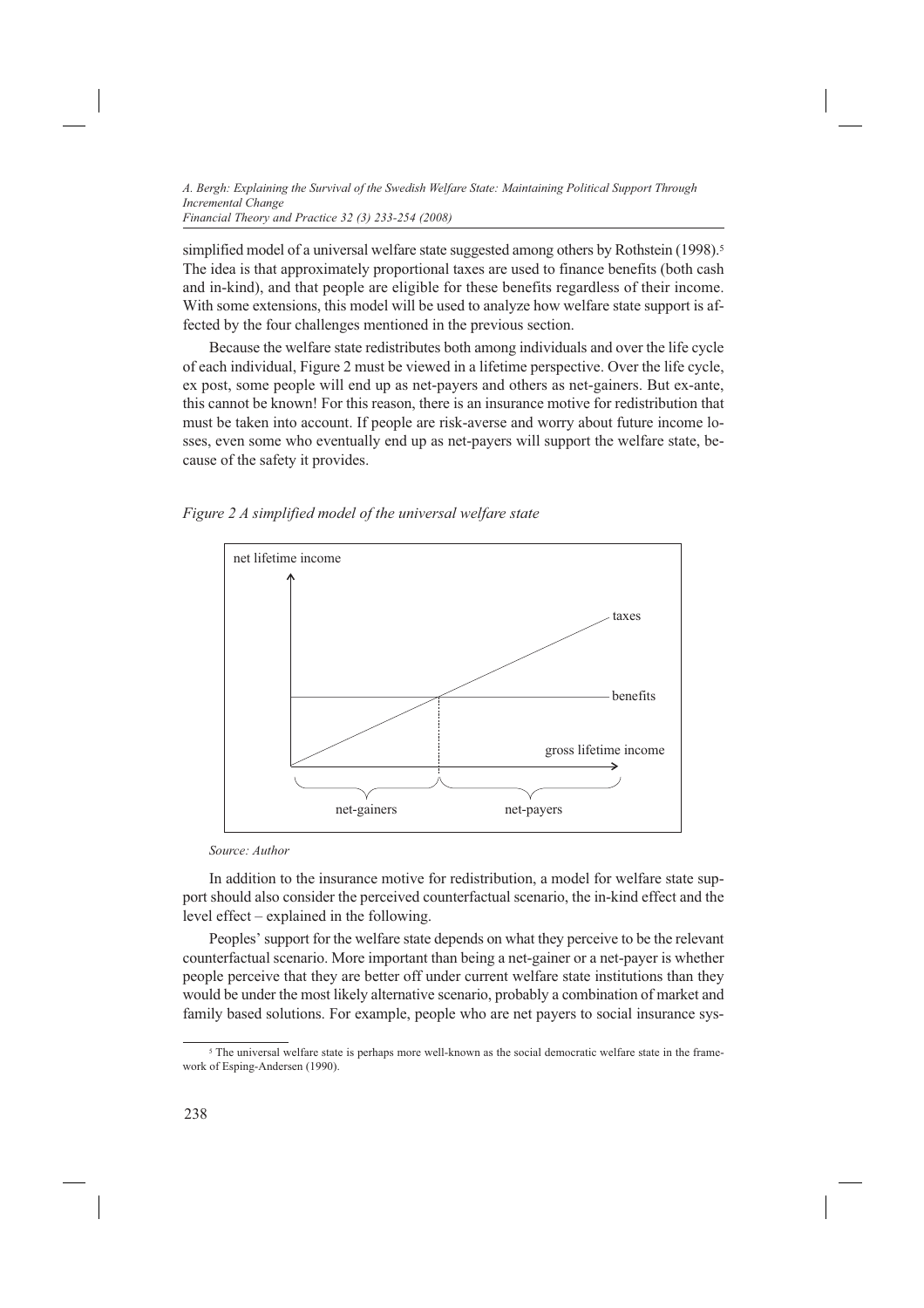simplified model of a universal welfare state suggested among others by Rothstein (1998).[5] The idea is that approximately proportional taxes are used to finance benefits (both cash and in-kind), and that people are eligible for these benefits regardless of their income. With some extensions, this model will be used to analyze how welfare state support is affected by the four challenges mentioned in the previous section.

Because the welfare state redistributes both among individuals and over the life cycle of each individual, Figure 2 must be viewed in a lifetime perspective. Over the life cycle, ex post, some people will end up as net-payers and others as net-gainers. But ex-ante, this cannot be known! For this reason, there is an insurance motive for redistribution that must be taken into account. If people are risk-averse and worry about future income losses, even some who eventually end up as net-payers will support the welfare state, because of the safety it provides.

*Figure 2 A simplified model of the universal welfare state*

*Source: Author*

In addition to the insurance motive for redistribution, a model for welfare state support should also consider the perceived counterfactual scenario, the in-kind effect and the level effect – explained in the following.

Peoples' support for the welfare state depends on what they perceive to be the relevant counterfactual scenario. More important than being a net-gainer or a net-payer is whether people perceive that they are better off under current welfare state institutions than they would be under the most likely alternative scenario, probably a combination of market and family based solutions. For example, people who are net payers to social insurance sys-

[5] The universal welfare state is perhaps more well-known as the social democratic welfare state in the framework of Esping-Andersen (1990).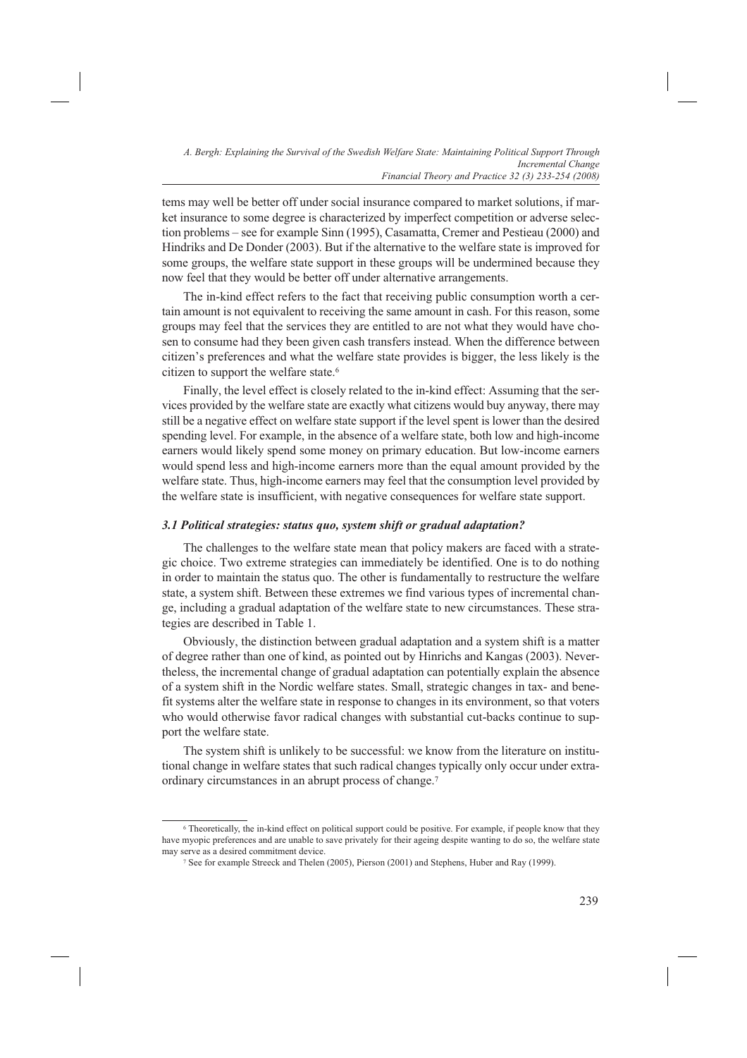tems may well be better off under social insurance compared to market solutions, if market insurance to some degree is characterized by imperfect competition or adverse selection problems – see for example Sinn (1995), Casamatta, Cremer and Pestieau (2000) and Hindriks and De Donder (2003). But if the alternative to the welfare state is improved for some groups, the welfare state support in these groups will be undermined because they now feel that they would be better off under alternative arrangements.

The in-kind effect refers to the fact that receiving public consumption worth a certain amount is not equivalent to receiving the same amount in cash. For this reason, some groups may feel that the services they are entitled to are not what they would have chosen to consume had they been given cash transfers instead. When the difference between citizen's preferences and what the welfare state provides is bigger, the less likely is the citizen to support the welfare state.[6]

Finally, the level effect is closely related to the in-kind effect: Assuming that the services provided by the welfare state are exactly what citizens would buy anyway, there may still be a negative effect on welfare state support if the level spent is lower than the desired spending level. For example, in the absence of a welfare state, both low and high-income earners would likely spend some money on primary education. But low-income earners would spend less and high-income earners more than the equal amount provided by the welfare state. Thus, high-income earners may feel that the consumption level provided by the welfare state is insufficient, with negative consequences for welfare state support.

### *3.1 Political strategies: status quo, system shift or gradual adaptation?*

The challenges to the welfare state mean that policy makers are faced with a strategic choice. Two extreme strategies can immediately be identified. One is to do nothing in order to maintain the status quo. The other is fundamentally to restructure the welfare state, a system shift. Between these extremes we find various types of incremental change, including a gradual adaptation of the welfare state to new circumstances. These strategies are described in Table 1.

Obviously, the distinction between gradual adaptation and a system shift is a matter of degree rather than one of kind, as pointed out by Hinrichs and Kangas (2003). Nevertheless, the incremental change of gradual adaptation can potentially explain the absence of a system shift in the Nordic welfare states. Small, strategic changes in tax- and benefit systems alter the welfare state in response to changes in its environment, so that voters who would otherwise favor radical changes with substantial cut-backs continue to support the welfare state.

The system shift is unlikely to be successful: we know from the literature on institutional change in welfare states that such radical changes typically only occur under extraordinary circumstances in an abrupt process of change.[7]

---

[6] Theoretically, the in-kind effect on political support could be positive. For example, if people know that they have myopic preferences and are unable to save privately for their ageing despite wanting to do so, the welfare state may serve as a desired commitment device.

[7] See for example Streeck and Thelen (2005), Pierson (2001) and Stephens, Huber and Ray (1999).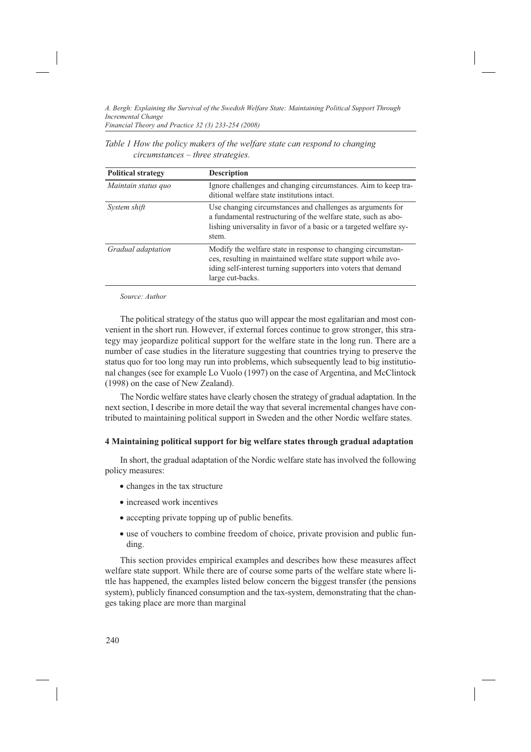*Table 1 How the policy makers of the welfare state can respond to changing circumstances – three strategies.*

| **Political strategy** | **Description** |
|---|---|
| *Maintain status quo* | Ignore challenges and changing circumstances. Aim to keep traditional welfare state institutions intact. |
| *System shift* | Use changing circumstances and challenges as arguments for a fundamental restructuring of the welfare state, such as abolishing universality in favor of a basic or a targeted welfare system. |
| *Gradual adaptation* | Modify the welfare state in response to changing circumstances, resulting in maintained welfare state support while avoiding self-interest turning supporters into voters that demand large cut-backs. |

*Source: Author*

The political strategy of the status quo will appear the most egalitarian and most convenient in the short run. However, if external forces continue to grow stronger, this strategy may jeopardize political support for the welfare state in the long run. There are a number of case studies in the literature suggesting that countries trying to preserve the status quo for too long may run into problems, which subsequently lead to big institutional changes (see for example Lo Vuolo (1997) on the case of Argentina, and McClintock (1998) on the case of New Zealand).

The Nordic welfare states have clearly chosen the strategy of gradual adaptation. In the next section, I describe in more detail the way that several incremental changes have contributed to maintaining political support in Sweden and the other Nordic welfare states.

### 4 Maintaining political support for big welfare states through gradual adaptation

In short, the gradual adaptation of the Nordic welfare state has involved the following policy measures:

- changes in the tax structure
- increased work incentives
- accepting private topping up of public benefits.
- use of vouchers to combine freedom of choice, private provision and public funding.

This section provides empirical examples and describes how these measures affect welfare state support. While there are of course some parts of the welfare state where little has happened, the examples listed below concern the biggest transfer (the pensions system), publicly financed consumption and the tax-system, demonstrating that the changes taking place are more than marginal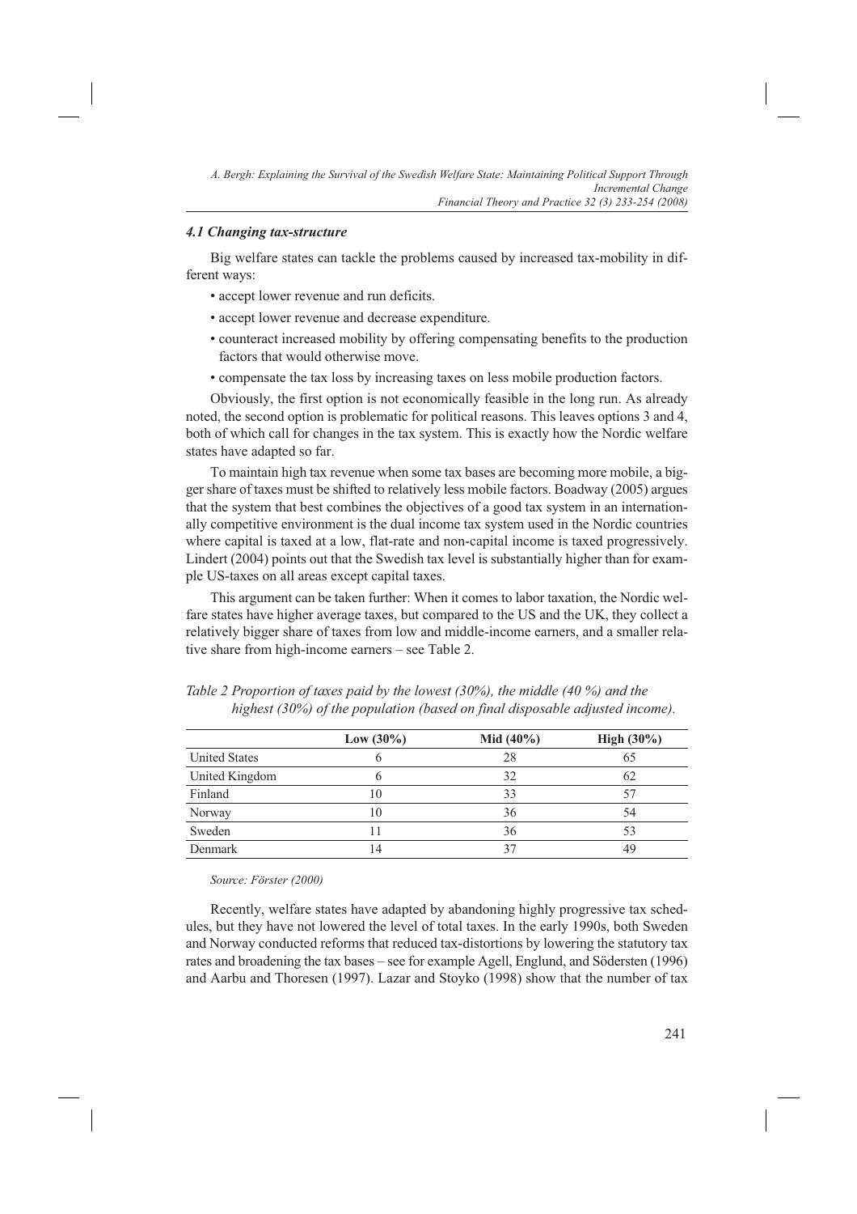### *4.1 Changing tax-structure*

Big welfare states can tackle the problems caused by increased tax-mobility in different ways:

- accept lower revenue and run deficits.
- accept lower revenue and decrease expenditure.
- counteract increased mobility by offering compensating benefits to the production factors that would otherwise move.
- compensate the tax loss by increasing taxes on less mobile production factors.

Obviously, the first option is not economically feasible in the long run. As already noted, the second option is problematic for political reasons. This leaves options 3 and 4, both of which call for changes in the tax system. This is exactly how the Nordic welfare states have adapted so far.

To maintain high tax revenue when some tax bases are becoming more mobile, a bigger share of taxes must be shifted to relatively less mobile factors. Boadway (2005) argues that the system that best combines the objectives of a good tax system in an internationally competitive environment is the dual income tax system used in the Nordic countries where capital is taxed at a low, flat-rate and non-capital income is taxed progressively. Lindert (2004) points out that the Swedish tax level is substantially higher than for example US-taxes on all areas except capital taxes.

This argument can be taken further: When it comes to labor taxation, the Nordic welfare states have higher average taxes, but compared to the US and the UK, they collect a relatively bigger share of taxes from low and middle-income earners, and a smaller relative share from high-income earners – see Table 2.

*Table 2 Proportion of taxes paid by the lowest (30%), the middle (40 %) and the highest (30%) of the population (based on final disposable adjusted income).*

| | Low (30%) | Mid (40%) | High (30%) |
|---|---|---|---|
| United States | 6 | 28 | 65 |
| United Kingdom | 6 | 32 | 62 |
| Finland | 10 | 33 | 57 |
| Norway | 10 | 36 | 54 |
| Sweden | 11 | 36 | 53 |
| Denmark | 14 | 37 | 49 |

*Source: Förster (2000)*

Recently, welfare states have adapted by abandoning highly progressive tax schedules, but they have not lowered the level of total taxes. In the early 1990s, both Sweden and Norway conducted reforms that reduced tax-distortions by lowering the statutory tax rates and broadening the tax bases – see for example Agell, Englund, and Södersten (1996) and Aarbu and Thoresen (1997). Lazar and Stoyko (1998) show that the number of tax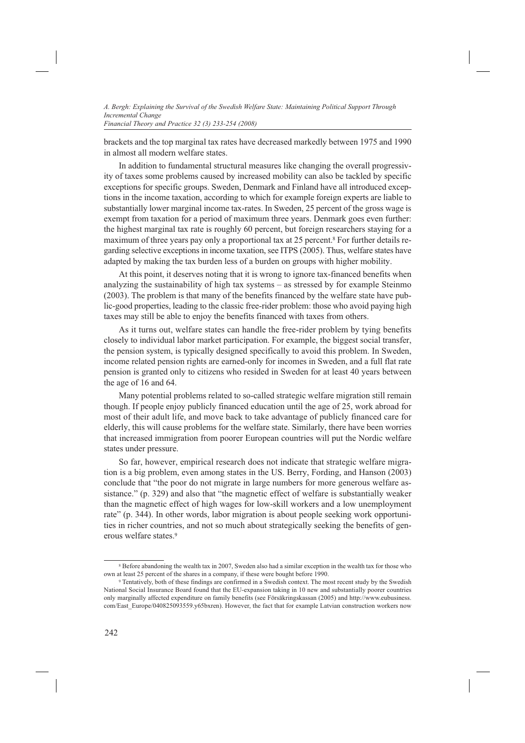brackets and the top marginal tax rates have decreased markedly between 1975 and 1990 in almost all modern welfare states.

In addition to fundamental structural measures like changing the overall progressivity of taxes some problems caused by increased mobility can also be tackled by specific exceptions for specific groups. Sweden, Denmark and Finland have all introduced exceptions in the income taxation, according to which for example foreign experts are liable to substantially lower marginal income tax-rates. In Sweden, 25 percent of the gross wage is exempt from taxation for a period of maximum three years. Denmark goes even further: the highest marginal tax rate is roughly 60 percent, but foreign researchers staying for a maximum of three years pay only a proportional tax at 25 percent.[8] For further details regarding selective exceptions in income taxation, see ITPS (2005). Thus, welfare states have adapted by making the tax burden less of a burden on groups with higher mobility.

At this point, it deserves noting that it is wrong to ignore tax-financed benefits when analyzing the sustainability of high tax systems – as stressed by for example Steinmo (2003). The problem is that many of the benefits financed by the welfare state have public-good properties, leading to the classic free-rider problem: those who avoid paying high taxes may still be able to enjoy the benefits financed with taxes from others.

As it turns out, welfare states can handle the free-rider problem by tying benefits closely to individual labor market participation. For example, the biggest social transfer, the pension system, is typically designed specifically to avoid this problem. In Sweden, income related pension rights are earned-only for incomes in Sweden, and a full flat rate pension is granted only to citizens who resided in Sweden for at least 40 years between the age of 16 and 64.

Many potential problems related to so-called strategic welfare migration still remain though. If people enjoy publicly financed education until the age of 25, work abroad for most of their adult life, and move back to take advantage of publicly financed care for elderly, this will cause problems for the welfare state. Similarly, there have been worries that increased immigration from poorer European countries will put the Nordic welfare states under pressure.

So far, however, empirical research does not indicate that strategic welfare migration is a big problem, even among states in the US. Berry, Fording, and Hanson (2003) conclude that "the poor do not migrate in large numbers for more generous welfare assistance." (p. 329) and also that "the magnetic effect of welfare is substantially weaker than the magnetic effect of high wages for low-skill workers and a low unemployment rate" (p. 344). In other words, labor migration is about people seeking work opportunities in richer countries, and not so much about strategically seeking the benefits of generous welfare states.[9]

---

[8] Before abandoning the wealth tax in 2007, Sweden also had a similar exception in the wealth tax for those who own at least 25 percent of the shares in a company, if these were bought before 1990.

[9] Tentatively, both of these findings are confirmed in a Swedish context. The most recent study by the Swedish National Social Insurance Board found that the EU-expansion taking in 10 new and substantially poorer countries only marginally affected expenditure on family benefits (see Försäkringskassan (2005) and http://www.eubusiness.com/East_Europe/040825093559.y65bxren). However, the fact that for example Latvian construction workers now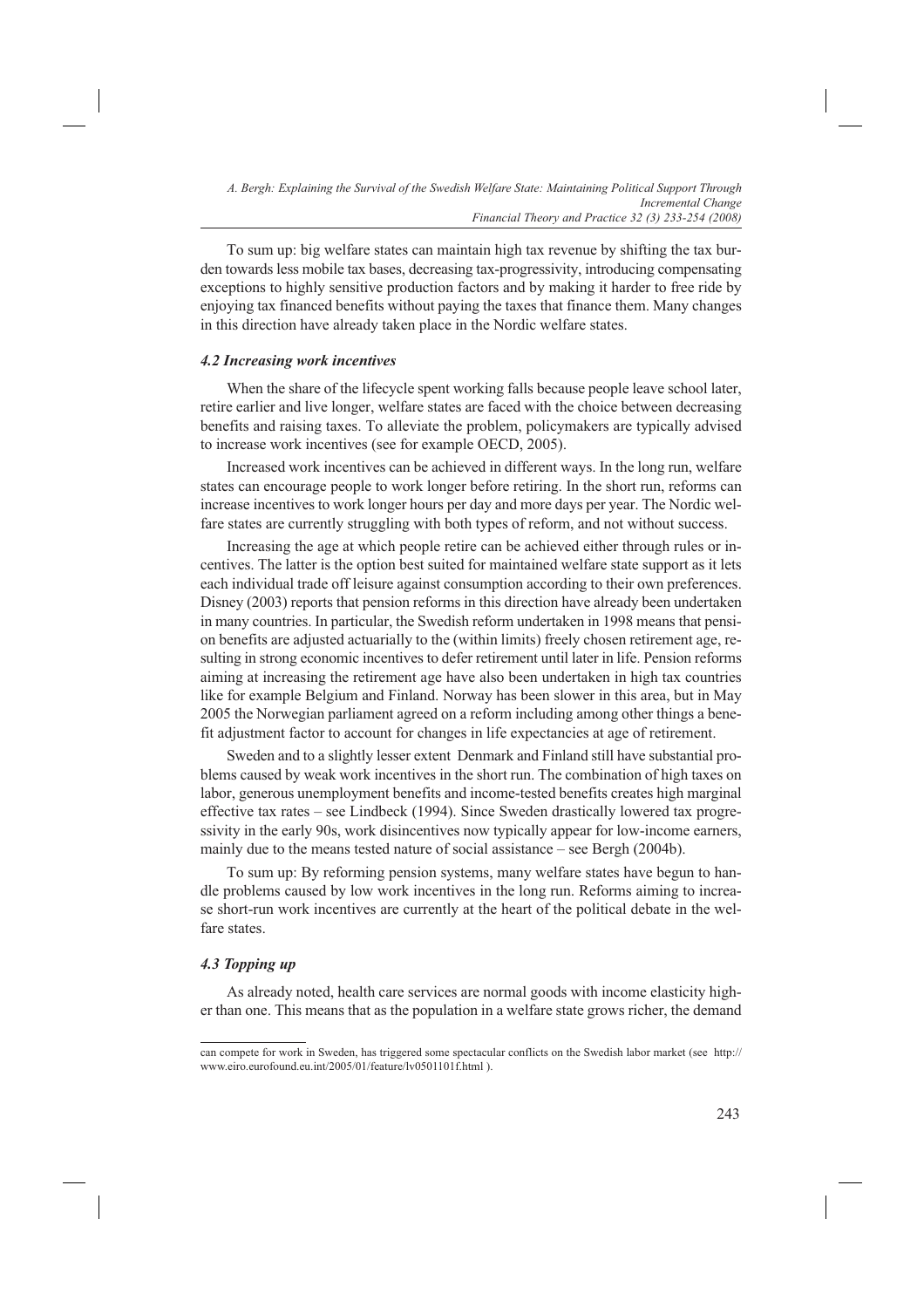To sum up: big welfare states can maintain high tax revenue by shifting the tax burden towards less mobile tax bases, decreasing tax-progressivity, introducing compensating exceptions to highly sensitive production factors and by making it harder to free ride by enjoying tax financed benefits without paying the taxes that finance them. Many changes in this direction have already taken place in the Nordic welfare states.

### *4.2 Increasing work incentives*

When the share of the lifecycle spent working falls because people leave school later, retire earlier and live longer, welfare states are faced with the choice between decreasing benefits and raising taxes. To alleviate the problem, policymakers are typically advised to increase work incentives (see for example OECD, 2005).

Increased work incentives can be achieved in different ways. In the long run, welfare states can encourage people to work longer before retiring. In the short run, reforms can increase incentives to work longer hours per day and more days per year. The Nordic welfare states are currently struggling with both types of reform, and not without success.

Increasing the age at which people retire can be achieved either through rules or incentives. The latter is the option best suited for maintained welfare state support as it lets each individual trade off leisure against consumption according to their own preferences. Disney (2003) reports that pension reforms in this direction have already been undertaken in many countries. In particular, the Swedish reform undertaken in 1998 means that pension benefits are adjusted actuarially to the (within limits) freely chosen retirement age, resulting in strong economic incentives to defer retirement until later in life. Pension reforms aiming at increasing the retirement age have also been undertaken in high tax countries like for example Belgium and Finland. Norway has been slower in this area, but in May 2005 the Norwegian parliament agreed on a reform including among other things a benefit adjustment factor to account for changes in life expectancies at age of retirement.

Sweden and to a slightly lesser extent Denmark and Finland still have substantial problems caused by weak work incentives in the short run. The combination of high taxes on labor, generous unemployment benefits and income-tested benefits creates high marginal effective tax rates – see Lindbeck (1994). Since Sweden drastically lowered tax progressivity in the early 90s, work disincentives now typically appear for low-income earners, mainly due to the means tested nature of social assistance – see Bergh (2004b).

To sum up: By reforming pension systems, many welfare states have begun to handle problems caused by low work incentives in the long run. Reforms aiming to increase short-run work incentives are currently at the heart of the political debate in the welfare states.

### *4.3 Topping up*

As already noted, health care services are normal goods with income elasticity higher than one. This means that as the population in a welfare state grows richer, the demand

---

can compete for work in Sweden, has triggered some spectacular conflicts on the Swedish labor market (see http://www.eiro.eurofound.eu.int/2005/01/feature/lv0501101f.html ).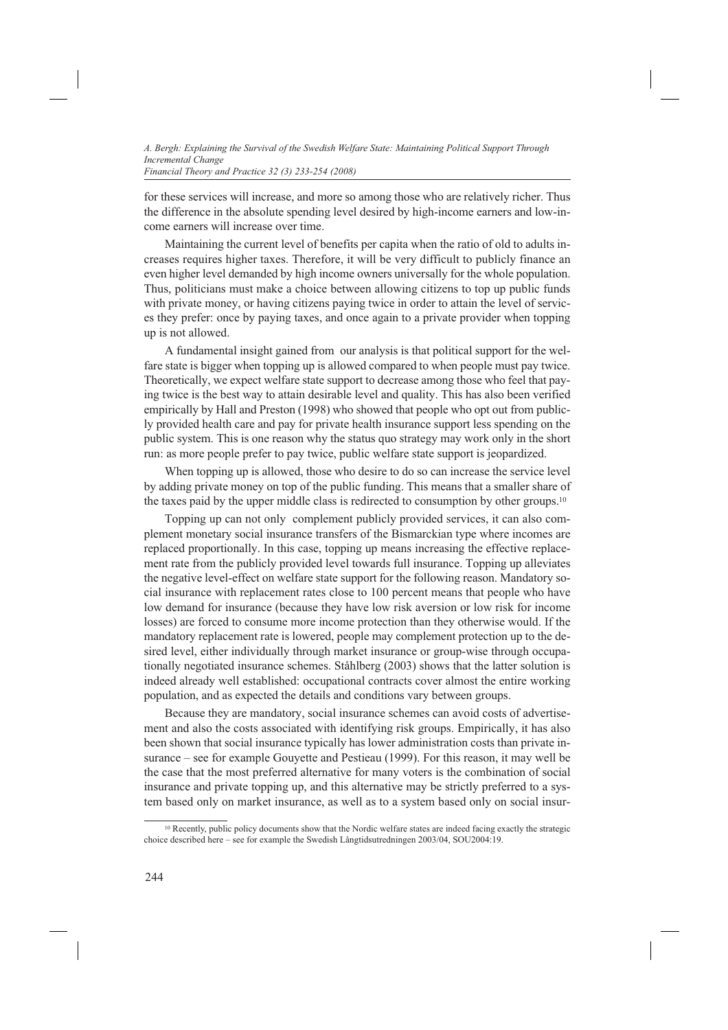for these services will increase, and more so among those who are relatively richer. Thus the difference in the absolute spending level desired by high-income earners and low-income earners will increase over time.

Maintaining the current level of benefits per capita when the ratio of old to adults increases requires higher taxes. Therefore, it will be very difficult to publicly finance an even higher level demanded by high income owners universally for the whole population. Thus, politicians must make a choice between allowing citizens to top up public funds with private money, or having citizens paying twice in order to attain the level of services they prefer: once by paying taxes, and once again to a private provider when topping up is not allowed.

A fundamental insight gained from our analysis is that political support for the welfare state is bigger when topping up is allowed compared to when people must pay twice. Theoretically, we expect welfare state support to decrease among those who feel that paying twice is the best way to attain desirable level and quality. This has also been verified empirically by Hall and Preston (1998) who showed that people who opt out from publicly provided health care and pay for private health insurance support less spending on the public system. This is one reason why the status quo strategy may work only in the short run: as more people prefer to pay twice, public welfare state support is jeopardized.

When topping up is allowed, those who desire to do so can increase the service level by adding private money on top of the public funding. This means that a smaller share of the taxes paid by the upper middle class is redirected to consumption by other groups.[10]

Topping up can not only complement publicly provided services, it can also complement monetary social insurance transfers of the Bismarckian type where incomes are replaced proportionally. In this case, topping up means increasing the effective replacement rate from the publicly provided level towards full insurance. Topping up alleviates the negative level-effect on welfare state support for the following reason. Mandatory social insurance with replacement rates close to 100 percent means that people who have low demand for insurance (because they have low risk aversion or low risk for income losses) are forced to consume more income protection than they otherwise would. If the mandatory replacement rate is lowered, people may complement protection up to the desired level, either individually through market insurance or group-wise through occupationally negotiated insurance schemes. Ståhlberg (2003) shows that the latter solution is indeed already well established: occupational contracts cover almost the entire working population, and as expected the details and conditions vary between groups.

Because they are mandatory, social insurance schemes can avoid costs of advertisement and also the costs associated with identifying risk groups. Empirically, it has also been shown that social insurance typically has lower administration costs than private insurance – see for example Gouyette and Pestieau (1999). For this reason, it may well be the case that the most preferred alternative for many voters is the combination of social insurance and private topping up, and this alternative may be strictly preferred to a system based only on market insurance, as well as to a system based only on social insur-

[10] Recently, public policy documents show that the Nordic welfare states are indeed facing exactly the strategic choice described here – see for example the Swedish Långtidsutredningen 2003/04, SOU2004:19.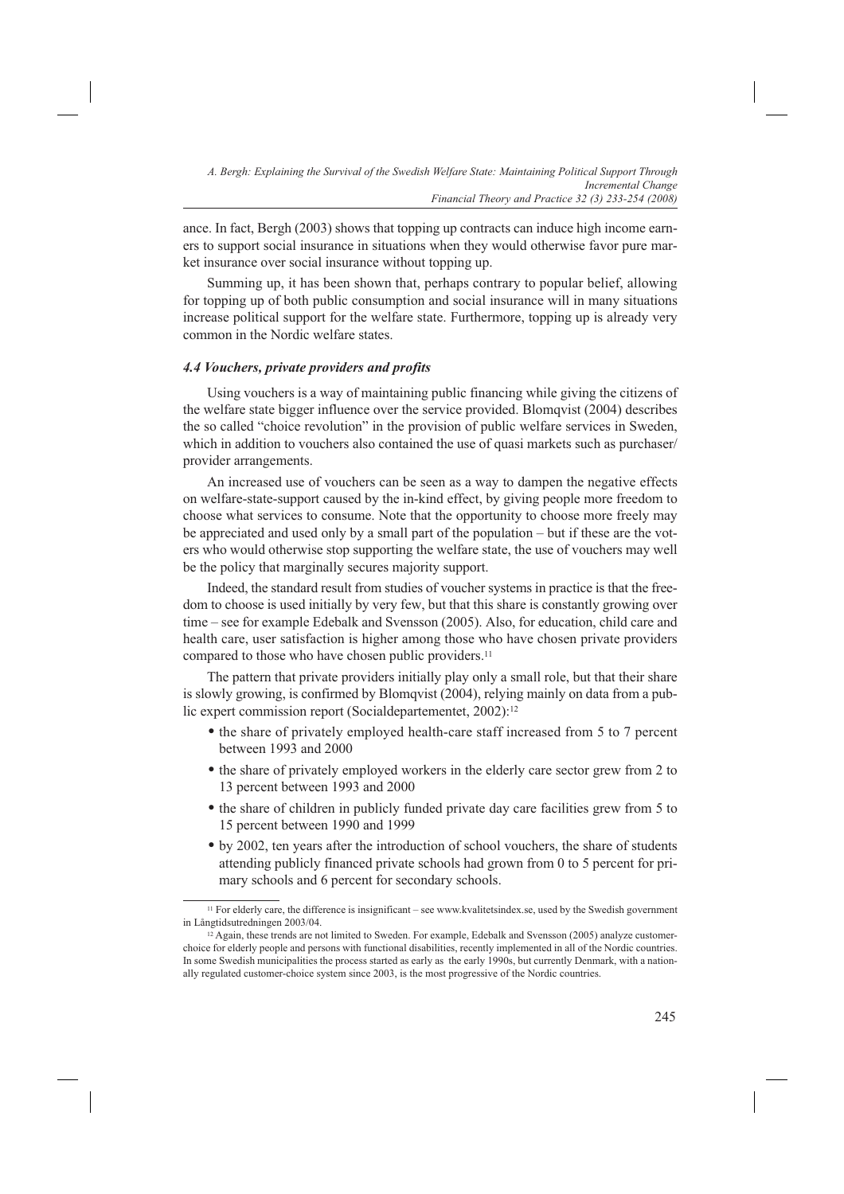ance. In fact, Bergh (2003) shows that topping up contracts can induce high income earners to support social insurance in situations when they would otherwise favor pure market insurance over social insurance without topping up.

Summing up, it has been shown that, perhaps contrary to popular belief, allowing for topping up of both public consumption and social insurance will in many situations increase political support for the welfare state. Furthermore, topping up is already very common in the Nordic welfare states.

### *4.4 Vouchers, private providers and profits*

Using vouchers is a way of maintaining public financing while giving the citizens of the welfare state bigger influence over the service provided. Blomqvist (2004) describes the so called "choice revolution" in the provision of public welfare services in Sweden, which in addition to vouchers also contained the use of quasi markets such as purchaser/provider arrangements.

An increased use of vouchers can be seen as a way to dampen the negative effects on welfare-state-support caused by the in-kind effect, by giving people more freedom to choose what services to consume. Note that the opportunity to choose more freely may be appreciated and used only by a small part of the population – but if these are the voters who would otherwise stop supporting the welfare state, the use of vouchers may well be the policy that marginally secures majority support.

Indeed, the standard result from studies of voucher systems in practice is that the freedom to choose is used initially by very few, but that this share is constantly growing over time – see for example Edebalk and Svensson (2005). Also, for education, child care and health care, user satisfaction is higher among those who have chosen private providers compared to those who have chosen public providers.[11]

The pattern that private providers initially play only a small role, but that their share is slowly growing, is confirmed by Blomqvist (2004), relying mainly on data from a public expert commission report (Socialdepartementet, 2002):[12]

- the share of privately employed health-care staff increased from 5 to 7 percent between 1993 and 2000
- the share of privately employed workers in the elderly care sector grew from 2 to 13 percent between 1993 and 2000
- the share of children in publicly funded private day care facilities grew from 5 to 15 percent between 1990 and 1999
- by 2002, ten years after the introduction of school vouchers, the share of students attending publicly financed private schools had grown from 0 to 5 percent for primary schools and 6 percent for secondary schools.

---

[11] For elderly care, the difference is insignificant – see www.kvalitetsindex.se, used by the Swedish government in Långtidsutredningen 2003/04.

[12] Again, these trends are not limited to Sweden. For example, Edebalk and Svensson (2005) analyze customer-choice for elderly people and persons with functional disabilities, recently implemented in all of the Nordic countries. In some Swedish municipalities the process started as early as the early 1990s, but currently Denmark, with a nationally regulated customer-choice system since 2003, is the most progressive of the Nordic countries.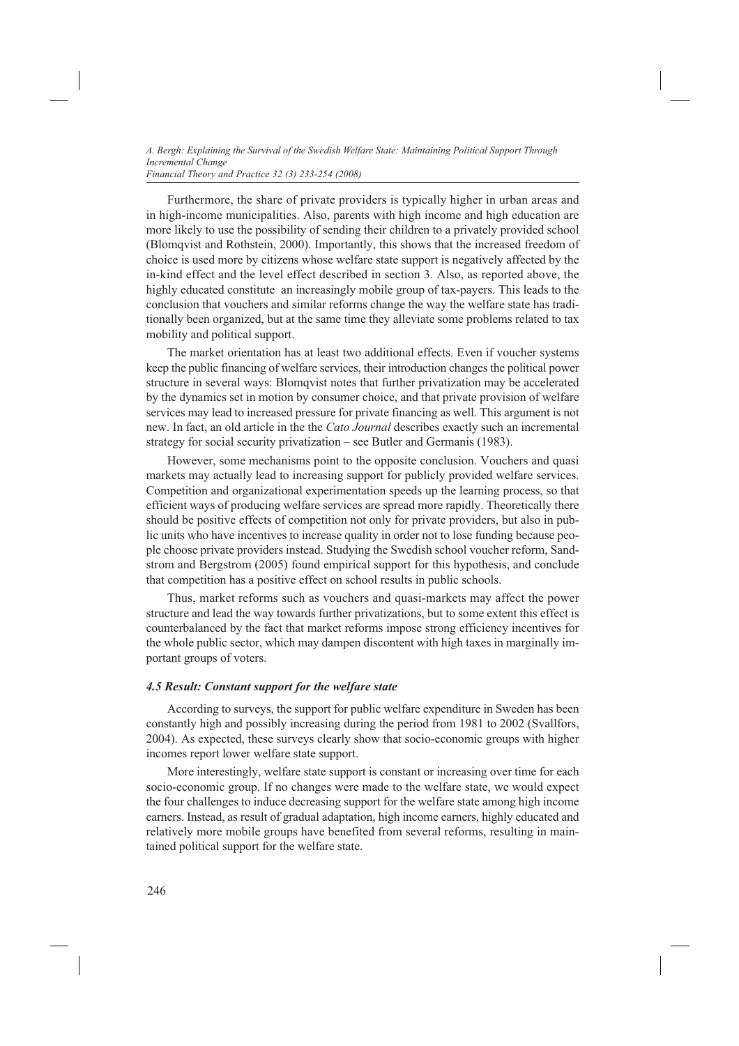Furthermore, the share of private providers is typically higher in urban areas and in high-income municipalities. Also, parents with high income and high education are more likely to use the possibility of sending their children to a privately provided school (Blomqvist and Rothstein, 2000). Importantly, this shows that the increased freedom of choice is used more by citizens whose welfare state support is negatively affected by the in-kind effect and the level effect described in section 3. Also, as reported above, the highly educated constitute an increasingly mobile group of tax-payers. This leads to the conclusion that vouchers and similar reforms change the way the welfare state has traditionally been organized, but at the same time they alleviate some problems related to tax mobility and political support.

The market orientation has at least two additional effects. Even if voucher systems keep the public financing of welfare services, their introduction changes the political power structure in several ways: Blomqvist notes that further privatization may be accelerated by the dynamics set in motion by consumer choice, and that private provision of welfare services may lead to increased pressure for private financing as well. This argument is not new. In fact, an old article in the the *Cato Journal* describes exactly such an incremental strategy for social security privatization – see Butler and Germanis (1983).

However, some mechanisms point to the opposite conclusion. Vouchers and quasi markets may actually lead to increasing support for publicly provided welfare services. Competition and organizational experimentation speeds up the learning process, so that efficient ways of producing welfare services are spread more rapidly. Theoretically there should be positive effects of competition not only for private providers, but also in public units who have incentives to increase quality in order not to lose funding because people choose private providers instead. Studying the Swedish school voucher reform, Sandstrom and Bergstrom (2005) found empirical support for this hypothesis, and conclude that competition has a positive effect on school results in public schools.

Thus, market reforms such as vouchers and quasi-markets may affect the power structure and lead the way towards further privatizations, but to some extent this effect is counterbalanced by the fact that market reforms impose strong efficiency incentives for the whole public sector, which may dampen discontent with high taxes in marginally important groups of voters.

#### *4.5 Result: Constant support for the welfare state*

According to surveys, the support for public welfare expenditure in Sweden has been constantly high and possibly increasing during the period from 1981 to 2002 (Svallfors, 2004). As expected, these surveys clearly show that socio-economic groups with higher incomes report lower welfare state support.

More interestingly, welfare state support is constant or increasing over time for each socio-economic group. If no changes were made to the welfare state, we would expect the four challenges to induce decreasing support for the welfare state among high income earners. Instead, as result of gradual adaptation, high income earners, highly educated and relatively more mobile groups have benefited from several reforms, resulting in maintained political support for the welfare state.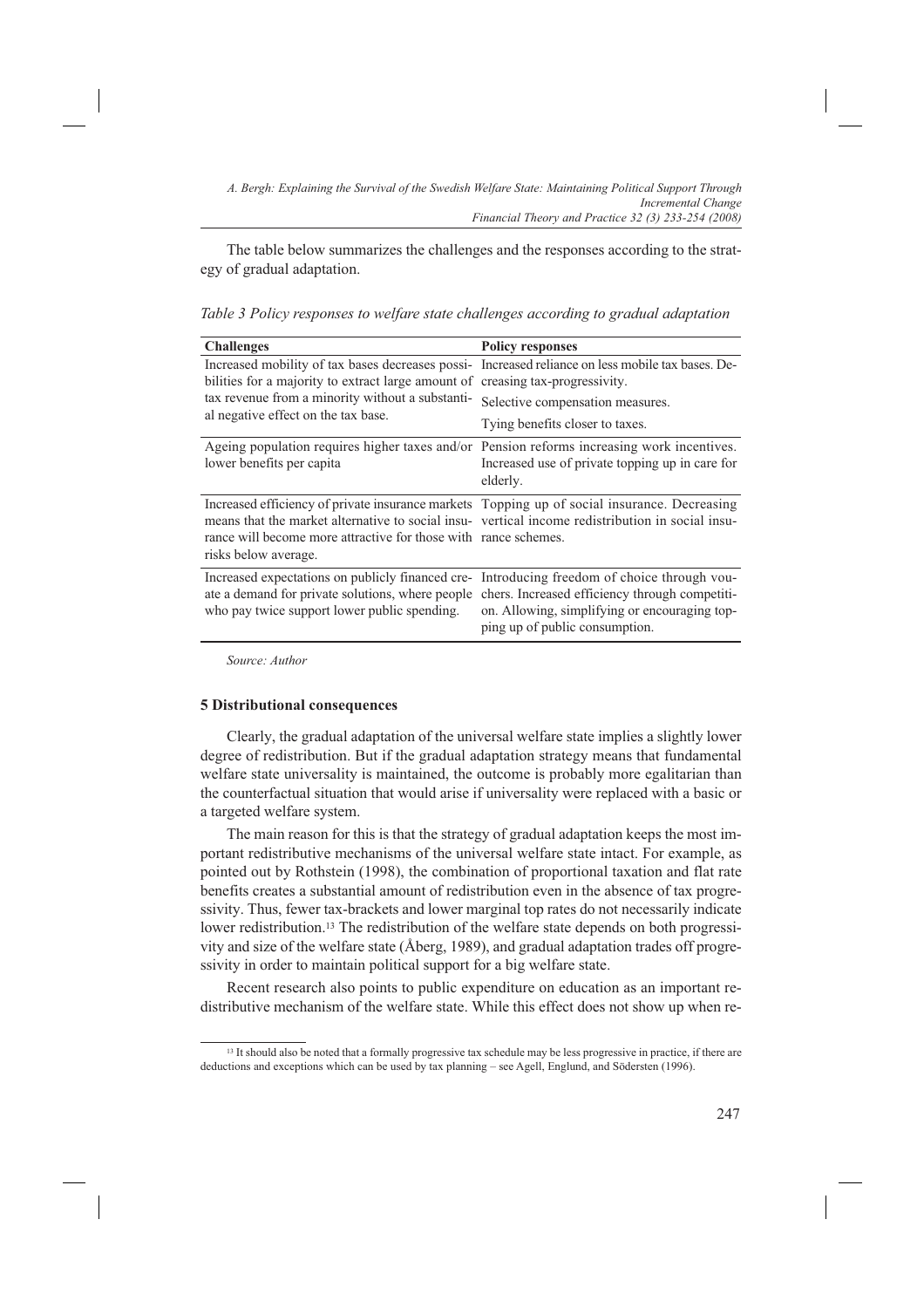The table below summarizes the challenges and the responses according to the strategy of gradual adaptation.

*Table 3 Policy responses to welfare state challenges according to gradual adaptation*

| Challenges | Policy responses |
| --- | --- |
| Increased mobility of tax bases decreases possibilities for a majority to extract large amount of tax revenue from a minority without a substantial negative effect on the tax base. | Increased reliance on less mobile tax bases. Decreasing tax-progressivity.<br>Selective compensation measures.<br>Tying benefits closer to taxes. |
| Ageing population requires higher taxes and/or lower benefits per capita | Pension reforms increasing work incentives. Increased use of private topping up in care for elderly. |
| Increased efficiency of private insurance markets means that the market alternative to social insurance will become more attractive for those with risks below average. | Topping up of social insurance. Decreasing vertical income redistribution in social insurance schemes. |
| Increased expectations on publicly financed create a demand for private solutions, where people who pay twice support lower public spending. | Introducing freedom of choice through vouchers. Increased efficiency through competition. Allowing, simplifying or encouraging topping up of public consumption. |

*Source: Author*

## 5 Distributional consequences

Clearly, the gradual adaptation of the universal welfare state implies a slightly lower degree of redistribution. But if the gradual adaptation strategy means that fundamental welfare state universality is maintained, the outcome is probably more egalitarian than the counterfactual situation that would arise if universality were replaced with a basic or a targeted welfare system.

The main reason for this is that the strategy of gradual adaptation keeps the most important redistributive mechanisms of the universal welfare state intact. For example, as pointed out by Rothstein (1998), the combination of proportional taxation and flat rate benefits creates a substantial amount of redistribution even in the absence of tax progressivity. Thus, fewer tax-brackets and lower marginal top rates do not necessarily indicate lower redistribution.[13] The redistribution of the welfare state depends on both progressivity and size of the welfare state (Åberg, 1989), and gradual adaptation trades off progressivity in order to maintain political support for a big welfare state.

Recent research also points to public expenditure on education as an important redistributive mechanism of the welfare state. While this effect does not show up when re-

[13] It should also be noted that a formally progressive tax schedule may be less progressive in practice, if there are deductions and exceptions which can be used by tax planning – see Agell, Englund, and Södersten (1996).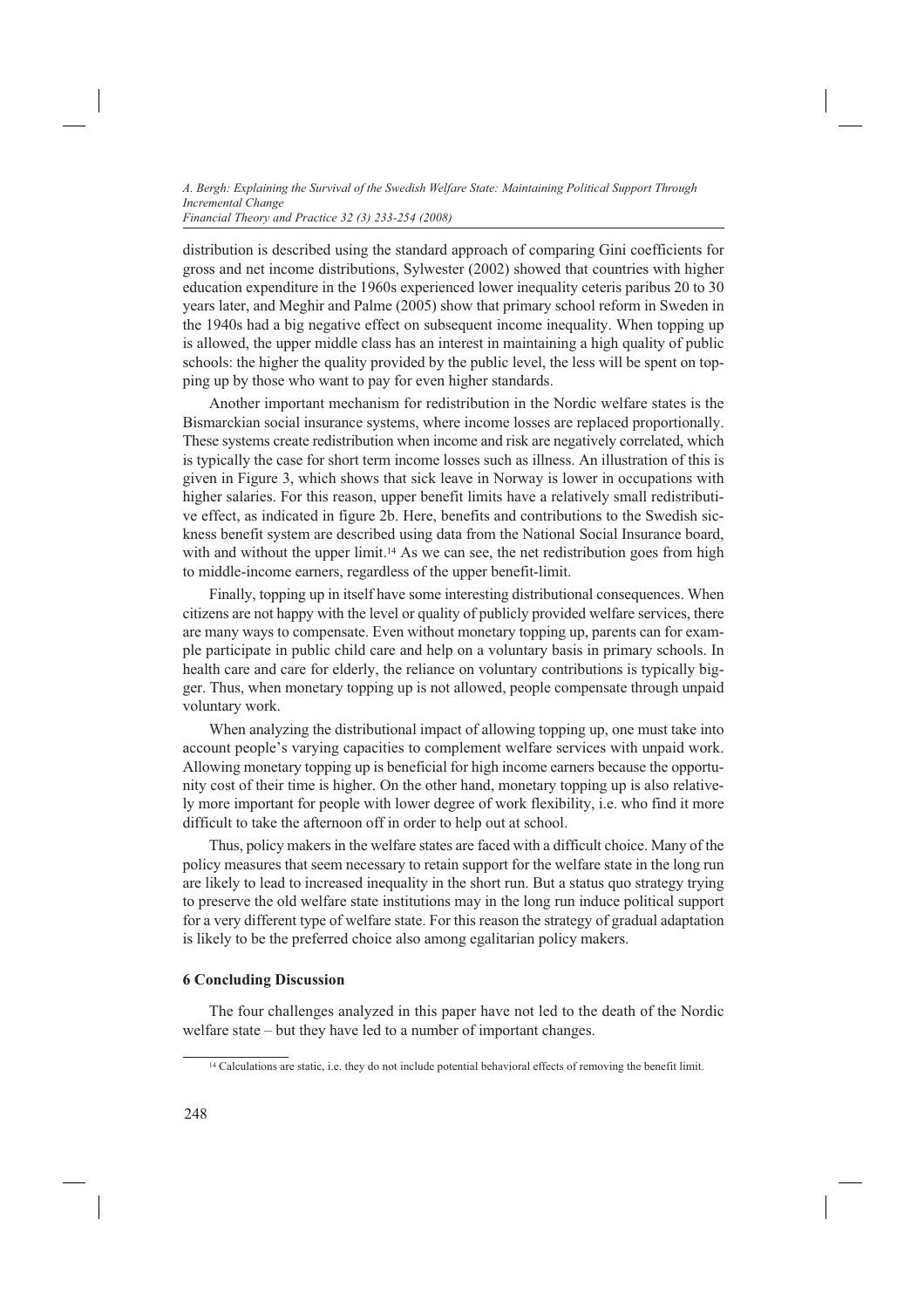distribution is described using the standard approach of comparing Gini coefficients for gross and net income distributions, Sylwester (2002) showed that countries with higher education expenditure in the 1960s experienced lower inequality ceteris paribus 20 to 30 years later, and Meghir and Palme (2005) show that primary school reform in Sweden in the 1940s had a big negative effect on subsequent income inequality. When topping up is allowed, the upper middle class has an interest in maintaining a high quality of public schools: the higher the quality provided by the public level, the less will be spent on topping up by those who want to pay for even higher standards.

Another important mechanism for redistribution in the Nordic welfare states is the Bismarckian social insurance systems, where income losses are replaced proportionally. These systems create redistribution when income and risk are negatively correlated, which is typically the case for short term income losses such as illness. An illustration of this is given in Figure 3, which shows that sick leave in Norway is lower in occupations with higher salaries. For this reason, upper benefit limits have a relatively small redistributive effect, as indicated in figure 2b. Here, benefits and contributions to the Swedish sickness benefit system are described using data from the National Social Insurance board, with and without the upper limit.[14] As we can see, the net redistribution goes from high to middle-income earners, regardless of the upper benefit-limit.

Finally, topping up in itself have some interesting distributional consequences. When citizens are not happy with the level or quality of publicly provided welfare services, there are many ways to compensate. Even without monetary topping up, parents can for example participate in public child care and help on a voluntary basis in primary schools. In health care and care for elderly, the reliance on voluntary contributions is typically bigger. Thus, when monetary topping up is not allowed, people compensate through unpaid voluntary work.

When analyzing the distributional impact of allowing topping up, one must take into account people's varying capacities to complement welfare services with unpaid work. Allowing monetary topping up is beneficial for high income earners because the opportunity cost of their time is higher. On the other hand, monetary topping up is also relatively more important for people with lower degree of work flexibility, i.e. who find it more difficult to take the afternoon off in order to help out at school.

Thus, policy makers in the welfare states are faced with a difficult choice. Many of the policy measures that seem necessary to retain support for the welfare state in the long run are likely to lead to increased inequality in the short run. But a status quo strategy trying to preserve the old welfare state institutions may in the long run induce political support for a very different type of welfare state. For this reason the strategy of gradual adaptation is likely to be the preferred choice also among egalitarian policy makers.

## 6 Concluding Discussion

The four challenges analyzed in this paper have not led to the death of the Nordic welfare state – but they have led to a number of important changes.

[14] Calculations are static, i.e. they do not include potential behavioral effects of removing the benefit limit.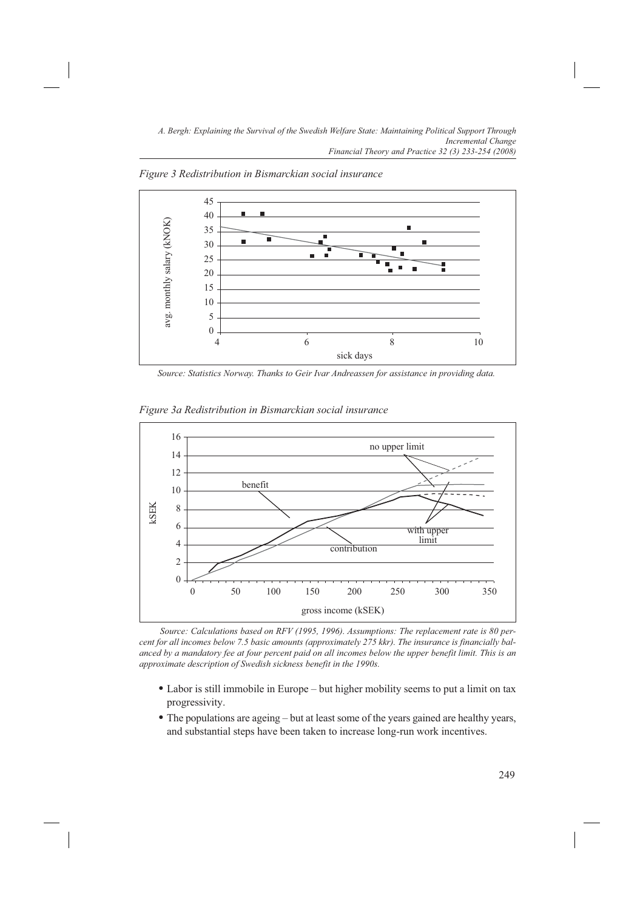*Figure 3 Redistribution in Bismarckian social insurance*

*Source: Statistics Norway. Thanks to Geir Ivar Andreassen for assistance in providing data.*

*Figure 3a Redistribution in Bismarckian social insurance*

*Source: Calculations based on RFV (1995, 1996). Assumptions: The replacement rate is 80 percent for all incomes below 7.5 basic amounts (approximately 275 kkr). The insurance is financially balanced by a mandatory fee at four percent paid on all incomes below the upper benefit limit. This is an approximate description of Swedish sickness benefit in the 1990s.*

- Labor is still immobile in Europe – but higher mobility seems to put a limit on tax progressivity.
- The populations are ageing – but at least some of the years gained are healthy years, and substantial steps have been taken to increase long-run work incentives.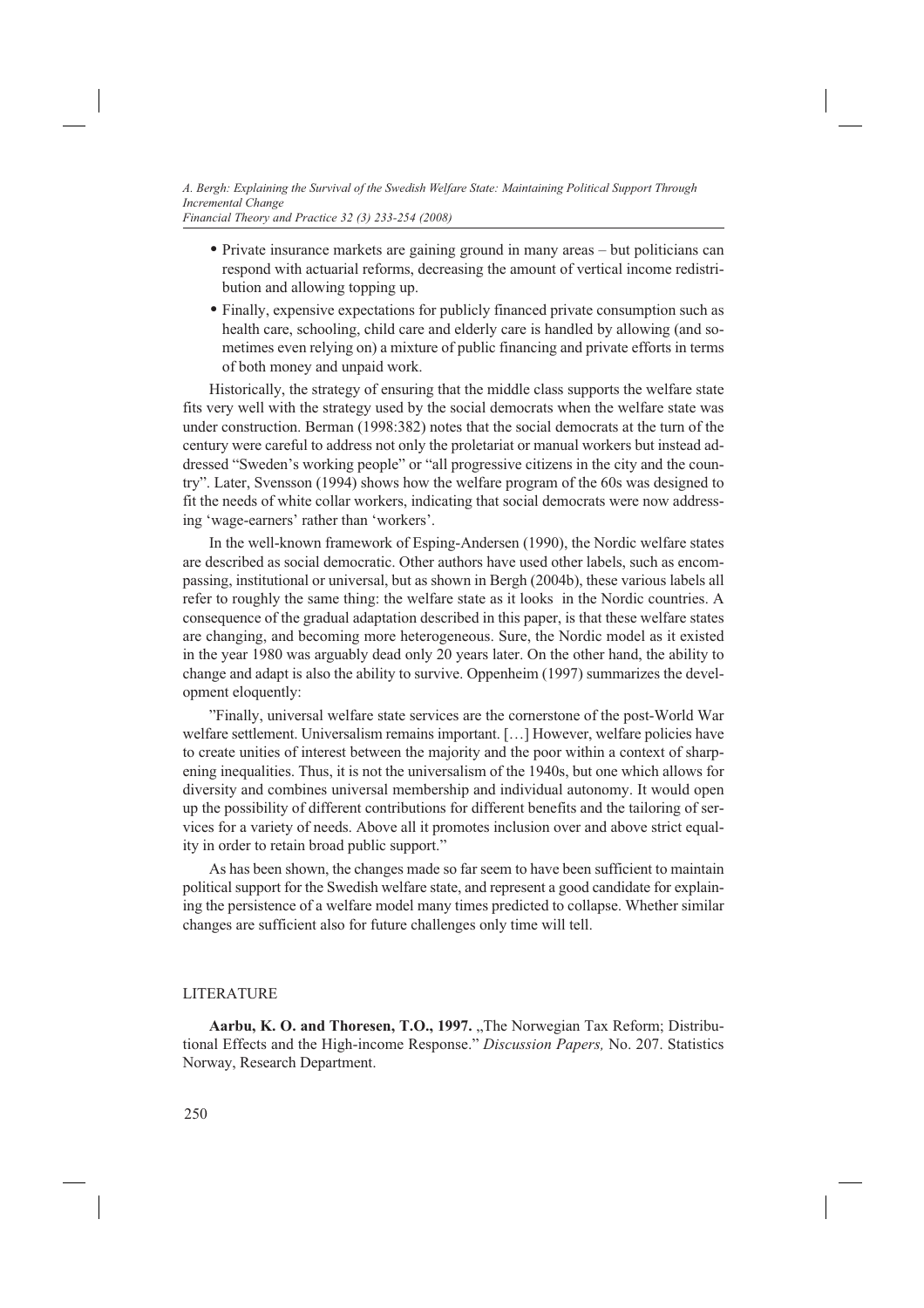- Private insurance markets are gaining ground in many areas – but politicians can respond with actuarial reforms, decreasing the amount of vertical income redistribution and allowing topping up.
- Finally, expensive expectations for publicly financed private consumption such as health care, schooling, child care and elderly care is handled by allowing (and sometimes even relying on) a mixture of public financing and private efforts in terms of both money and unpaid work.

Historically, the strategy of ensuring that the middle class supports the welfare state fits very well with the strategy used by the social democrats when the welfare state was under construction. Berman (1998:382) notes that the social democrats at the turn of the century were careful to address not only the proletariat or manual workers but instead addressed "Sweden's working people" or "all progressive citizens in the city and the country". Later, Svensson (1994) shows how the welfare program of the 60s was designed to fit the needs of white collar workers, indicating that social democrats were now addressing 'wage-earners' rather than 'workers'.

In the well-known framework of Esping-Andersen (1990), the Nordic welfare states are described as social democratic. Other authors have used other labels, such as encompassing, institutional or universal, but as shown in Bergh (2004b), these various labels all refer to roughly the same thing: the welfare state as it looks in the Nordic countries. A consequence of the gradual adaptation described in this paper, is that these welfare states are changing, and becoming more heterogeneous. Sure, the Nordic model as it existed in the year 1980 was arguably dead only 20 years later. On the other hand, the ability to change and adapt is also the ability to survive. Oppenheim (1997) summarizes the development eloquently:

"Finally, universal welfare state services are the cornerstone of the post-World War welfare settlement. Universalism remains important. […] However, welfare policies have to create unities of interest between the majority and the poor within a context of sharpening inequalities. Thus, it is not the universalism of the 1940s, but one which allows for diversity and combines universal membership and individual autonomy. It would open up the possibility of different contributions for different benefits and the tailoring of services for a variety of needs. Above all it promotes inclusion over and above strict equality in order to retain broad public support."

As has been shown, the changes made so far seem to have been sufficient to maintain political support for the Swedish welfare state, and represent a good candidate for explaining the persistence of a welfare model many times predicted to collapse. Whether similar changes are sufficient also for future challenges only time will tell.

## LITERATURE

**Aarbu, K. O. and Thoresen, T.O., 1997.** „The Norwegian Tax Reform; Distributional Effects and the High-income Response." *Discussion Papers,* No. 207. Statistics Norway, Research Department.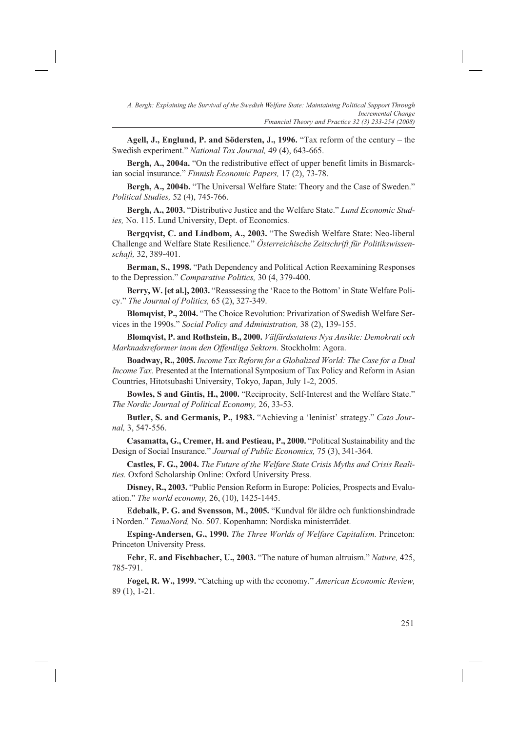**Agell, J., Englund, P. and Södersten, J., 1996.** "Tax reform of the century – the Swedish experiment." *National Tax Journal,* 49 (4), 643-665.

**Bergh, A., 2004a.** "On the redistributive effect of upper benefit limits in Bismarckian social insurance." *Finnish Economic Papers,* 17 (2), 73-78.

**Bergh, A., 2004b.** "The Universal Welfare State: Theory and the Case of Sweden." *Political Studies,* 52 (4), 745-766.

**Bergh, A., 2003.** "Distributive Justice and the Welfare State." *Lund Economic Studies,* No. 115. Lund University, Dept. of Economics.

**Bergqvist, C. and Lindbom, A., 2003.** "The Swedish Welfare State: Neo-liberal Challenge and Welfare State Resilience." *Österreichische Zeitschrift für Politikswissenschaft,* 32, 389-401.

**Berman, S., 1998.** "Path Dependency and Political Action Reexamining Responses to the Depression." *Comparative Politics,* 30 (4, 379-400.

**Berry, W. [et al.], 2003.** "Reassessing the 'Race to the Bottom' in State Welfare Policy." *The Journal of Politics,* 65 (2), 327-349.

**Blomqvist, P., 2004.** "The Choice Revolution: Privatization of Swedish Welfare Services in the 1990s." *Social Policy and Administration,* 38 (2), 139-155.

**Blomqvist, P. and Rothstein, B., 2000.** *Välfärdsstatens Nya Ansikte: Demokrati och Marknadsreformer inom den Offentliga Sektorn.* Stockholm: Agora.

**Boadway, R., 2005.** *Income Tax Reform for a Globalized World: The Case for a Dual Income Tax.* Presented at the International Symposium of Tax Policy and Reform in Asian Countries, Hitotsubashi University, Tokyo, Japan, July 1-2, 2005.

**Bowles, S and Gintis, H., 2000.** "Reciprocity, Self-Interest and the Welfare State." *The Nordic Journal of Political Economy,* 26, 33-53.

**Butler, S. and Germanis, P., 1983.** "Achieving a 'leninist' strategy." *Cato Journal,* 3, 547-556.

**Casamatta, G., Cremer, H. and Pestieau, P., 2000.** "Political Sustainability and the Design of Social Insurance." *Journal of Public Economics,* 75 (3), 341-364.

**Castles, F. G., 2004.** *The Future of the Welfare State Crisis Myths and Crisis Realities.* Oxford Scholarship Online: Oxford University Press.

**Disney, R., 2003.** "Public Pension Reform in Europe: Policies, Prospects and Evaluation." *The world economy,* 26, (10), 1425-1445.

**Edebalk, P. G. and Svensson, M., 2005.** "Kundval för äldre och funktionshindrade i Norden." *TemaNord,* No. 507. Kopenhamn: Nordiska ministerrådet.

**Esping-Andersen, G., 1990.** *The Three Worlds of Welfare Capitalism.* Princeton: Princeton University Press.

**Fehr, E. and Fischbacher, U., 2003.** "The nature of human altruism." *Nature,* 425, 785-791.

**Fogel, R. W., 1999.** "Catching up with the economy." *American Economic Review,* 89 (1), 1-21.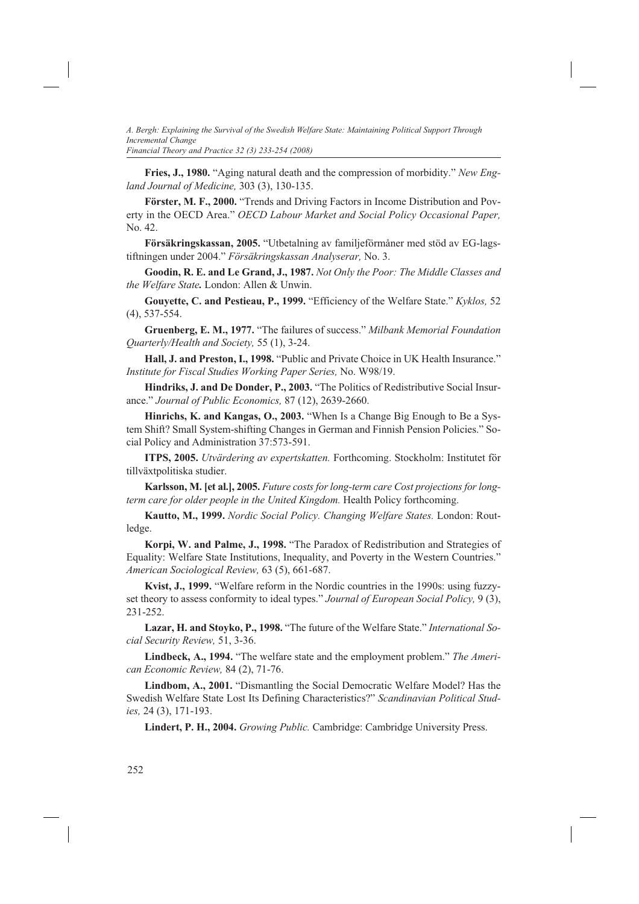**Fries, J., 1980.** "Aging natural death and the compression of morbidity." *New England Journal of Medicine,* 303 (3), 130-135.

**Förster, M. F., 2000.** "Trends and Driving Factors in Income Distribution and Poverty in the OECD Area." *OECD Labour Market and Social Policy Occasional Paper,* No. 42.

**Försäkringskassan, 2005.** "Utbetalning av familjeförmåner med stöd av EG-lagstiftningen under 2004." *Försäkringskassan Analyserar,* No. 3.

**Goodin, R. E. and Le Grand, J., 1987.** *Not Only the Poor: The Middle Classes and the Welfare State.* London: Allen & Unwin.

**Gouyette, C. and Pestieau, P., 1999.** "Efficiency of the Welfare State." *Kyklos,* 52 (4), 537-554.

**Gruenberg, E. M., 1977.** "The failures of success." *Milbank Memorial Foundation Quarterly/Health and Society,* 55 (1), 3-24.

**Hall, J. and Preston, I., 1998.** "Public and Private Choice in UK Health Insurance." *Institute for Fiscal Studies Working Paper Series,* No. W98/19.

**Hindriks, J. and De Donder, P., 2003.** "The Politics of Redistributive Social Insurance." *Journal of Public Economics,* 87 (12), 2639-2660.

**Hinrichs, K. and Kangas, O., 2003.** "When Is a Change Big Enough to Be a System Shift? Small System-shifting Changes in German and Finnish Pension Policies." Social Policy and Administration 37:573-591.

**ITPS, 2005.** *Utvärdering av expertskatten.* Forthcoming. Stockholm: Institutet för tillväxtpolitiska studier.

**Karlsson, M. [et al.], 2005.** *Future costs for long-term care Cost projections for long-term care for older people in the United Kingdom.* Health Policy forthcoming.

**Kautto, M., 1999.** *Nordic Social Policy. Changing Welfare States.* London: Routledge.

**Korpi, W. and Palme, J., 1998.** "The Paradox of Redistribution and Strategies of Equality: Welfare State Institutions, Inequality, and Poverty in the Western Countries." *American Sociological Review,* 63 (5), 661-687.

**Kvist, J., 1999.** "Welfare reform in the Nordic countries in the 1990s: using fuzzy-set theory to assess conformity to ideal types." *Journal of European Social Policy,* 9 (3), 231-252.

**Lazar, H. and Stoyko, P., 1998.** "The future of the Welfare State." *International Social Security Review,* 51, 3-36.

**Lindbeck, A., 1994.** "The welfare state and the employment problem." *The American Economic Review,* 84 (2), 71-76.

**Lindbom, A., 2001.** "Dismantling the Social Democratic Welfare Model? Has the Swedish Welfare State Lost Its Defining Characteristics?" *Scandinavian Political Studies,* 24 (3), 171-193.

**Lindert, P. H., 2004.** *Growing Public.* Cambridge: Cambridge University Press.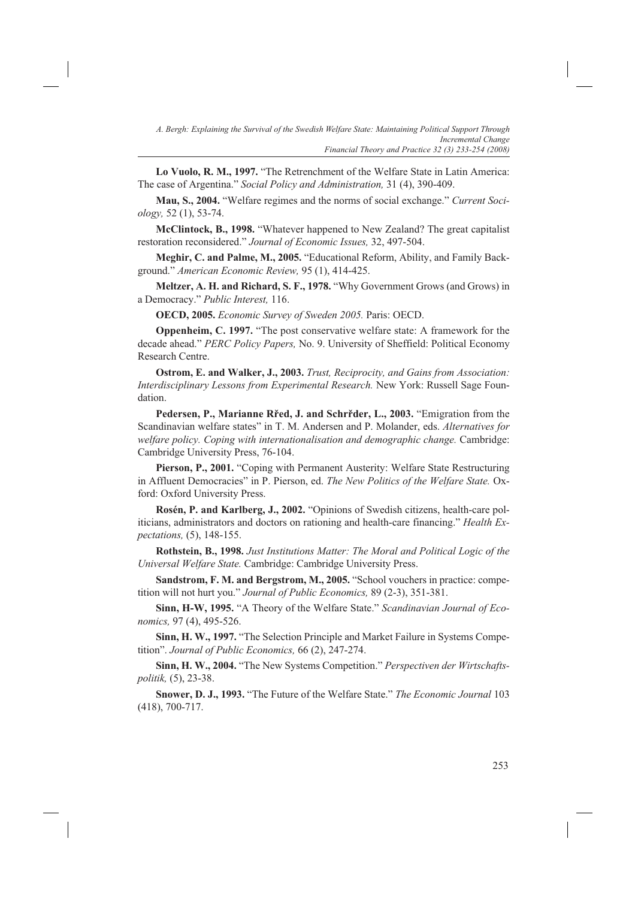**Lo Vuolo, R. M., 1997.** "The Retrenchment of the Welfare State in Latin America: The case of Argentina." *Social Policy and Administration,* 31 (4), 390-409.

**Mau, S., 2004.** "Welfare regimes and the norms of social exchange." *Current Sociology,* 52 (1), 53-74.

**McClintock, B., 1998.** "Whatever happened to New Zealand? The great capitalist restoration reconsidered." *Journal of Economic Issues,* 32, 497-504.

**Meghir, C. and Palme, M., 2005.** "Educational Reform, Ability, and Family Background." *American Economic Review,* 95 (1), 414-425.

**Meltzer, A. H. and Richard, S. F., 1978.** "Why Government Grows (and Grows) in a Democracy." *Public Interest,* 116.

**OECD, 2005.** *Economic Survey of Sweden 2005.* Paris: OECD.

**Oppenheim, C. 1997.** "The post conservative welfare state: A framework for the decade ahead." *PERC Policy Papers,* No. 9. University of Sheffield: Political Economy Research Centre.

**Ostrom, E. and Walker, J., 2003.** *Trust, Reciprocity, and Gains from Association: Interdisciplinary Lessons from Experimental Research.* New York: Russell Sage Foundation.

**Pedersen, P., Marianne Řed, J. and Schrřder, L., 2003.** "Emigration from the Scandinavian welfare states" in T. M. Andersen and P. Molander, eds. *Alternatives for welfare policy. Coping with internationalisation and demographic change.* Cambridge: Cambridge University Press, 76-104.

**Pierson, P., 2001.** "Coping with Permanent Austerity: Welfare State Restructuring in Affluent Democracies" in P. Pierson, ed. *The New Politics of the Welfare State.* Oxford: Oxford University Press.

**Rosén, P. and Karlberg, J., 2002.** "Opinions of Swedish citizens, health-care politicians, administrators and doctors on rationing and health-care financing." *Health Expectations,* (5), 148-155.

**Rothstein, B., 1998.** *Just Institutions Matter: The Moral and Political Logic of the Universal Welfare State.* Cambridge: Cambridge University Press.

**Sandstrom, F. M. and Bergstrom, M., 2005.** "School vouchers in practice: competition will not hurt you." *Journal of Public Economics,* 89 (2-3), 351-381.

**Sinn, H-W, 1995.** "A Theory of the Welfare State." *Scandinavian Journal of Economics,* 97 (4), 495-526.

**Sinn, H. W., 1997.** "The Selection Principle and Market Failure in Systems Competition". *Journal of Public Economics,* 66 (2), 247-274.

**Sinn, H. W., 2004.** "The New Systems Competition." *Perspectiven der Wirtschaftspolitik,* (5), 23-38.

**Snower, D. J., 1993.** "The Future of the Welfare State." *The Economic Journal* 103 (418), 700-717.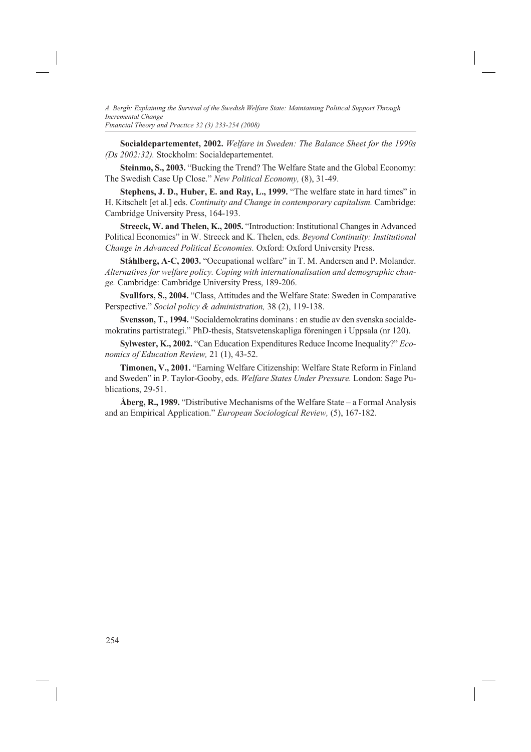**Socialdepartementet, 2002.** *Welfare in Sweden: The Balance Sheet for the 1990s (Ds 2002:32).* Stockholm: Socialdepartementet.

**Steinmo, S., 2003.** "Bucking the Trend? The Welfare State and the Global Economy: The Swedish Case Up Close." *New Political Economy,* (8), 31-49.

**Stephens, J. D., Huber, E. and Ray, L., 1999.** "The welfare state in hard times" in H. Kitschelt [et al.] eds. *Continuity and Change in contemporary capitalism.* Cambridge: Cambridge University Press, 164-193.

**Streeck, W. and Thelen, K., 2005.** "Introduction: Institutional Changes in Advanced Political Economies" in W. Streeck and K. Thelen, eds. *Beyond Continuity: Institutional Change in Advanced Political Economies.* Oxford: Oxford University Press.

**Ståhlberg, A-C, 2003.** "Occupational welfare" in T. M. Andersen and P. Molander. *Alternatives for welfare policy. Coping with internationalisation and demographic change.* Cambridge: Cambridge University Press, 189-206.

**Svallfors, S., 2004.** "Class, Attitudes and the Welfare State: Sweden in Comparative Perspective." *Social policy & administration,* 38 (2), 119-138.

**Svensson, T., 1994.** "Socialdemokratins dominans : en studie av den svenska socialdemokratins partistrategi." PhD-thesis, Statsvetenskapliga föreningen i Uppsala (nr 120).

**Sylwester, K., 2002.** "Can Education Expenditures Reduce Income Inequality?" *Economics of Education Review,* 21 (1), 43-52.

**Timonen, V., 2001.** "Earning Welfare Citizenship: Welfare State Reform in Finland and Sweden" in P. Taylor-Gooby, eds. *Welfare States Under Pressure.* London: Sage Publications, 29-51.

**Åberg, R., 1989.** "Distributive Mechanisms of the Welfare State – a Formal Analysis and an Empirical Application." *European Sociological Review,* (5), 167-182.